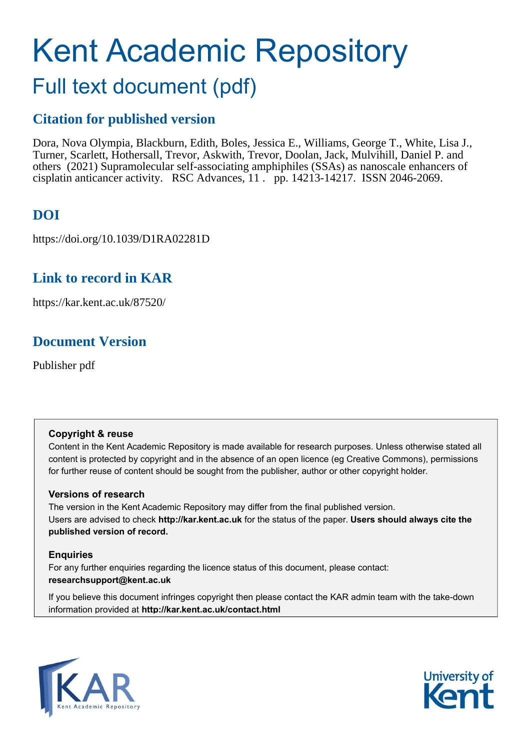# Kent Academic Repository

## Full text document (pdf)

### Citation for published version

Dora, Nova Olympia, Blackburn, Edith, Boles, Jessica E., Williams, George T., White, Lisa J., Turner, Scarlett, Hothersall, Trevor, Askwith, Trevor, Doolan, Jack, Mulvihill, Daniel P. and others (2021) Supramolecular self-associating amphiphiles (SSAs) as nanoscale enhancers of cisplatin anticancer activity. RSC Advances, 11 . pp. 14213-14217. ISSN 2046-2069.

### DOI

https://doi.org/10.1039/D1RA02281D

### Link to record in KAR

https://kar.kent.ac.uk/87520/

### Document Version

Publisher pdf

**Copyright & reuse**

Content in the Kent Academic Repository is made available for research purposes. Unless otherwise stated all content is protected by copyright and in the absence of an open licence (eg Creative Commons), permissions for further reuse of content should be sought from the publisher, author or other copyright holder.

**Versions of research**

The version in the Kent Academic Repository may differ from the final published version. Users are advised to check **http://kar.kent.ac.uk** for the status of the paper. **Users should always cite the published version of record.**

**Enquiries**

For any further enquiries regarding the licence status of this document, please contact: **researchsupport@kent.ac.uk**

If you believe this document infringes copyright then please contact the KAR admin team with the take-down information provided at **http://kar.kent.ac.uk/contact.html**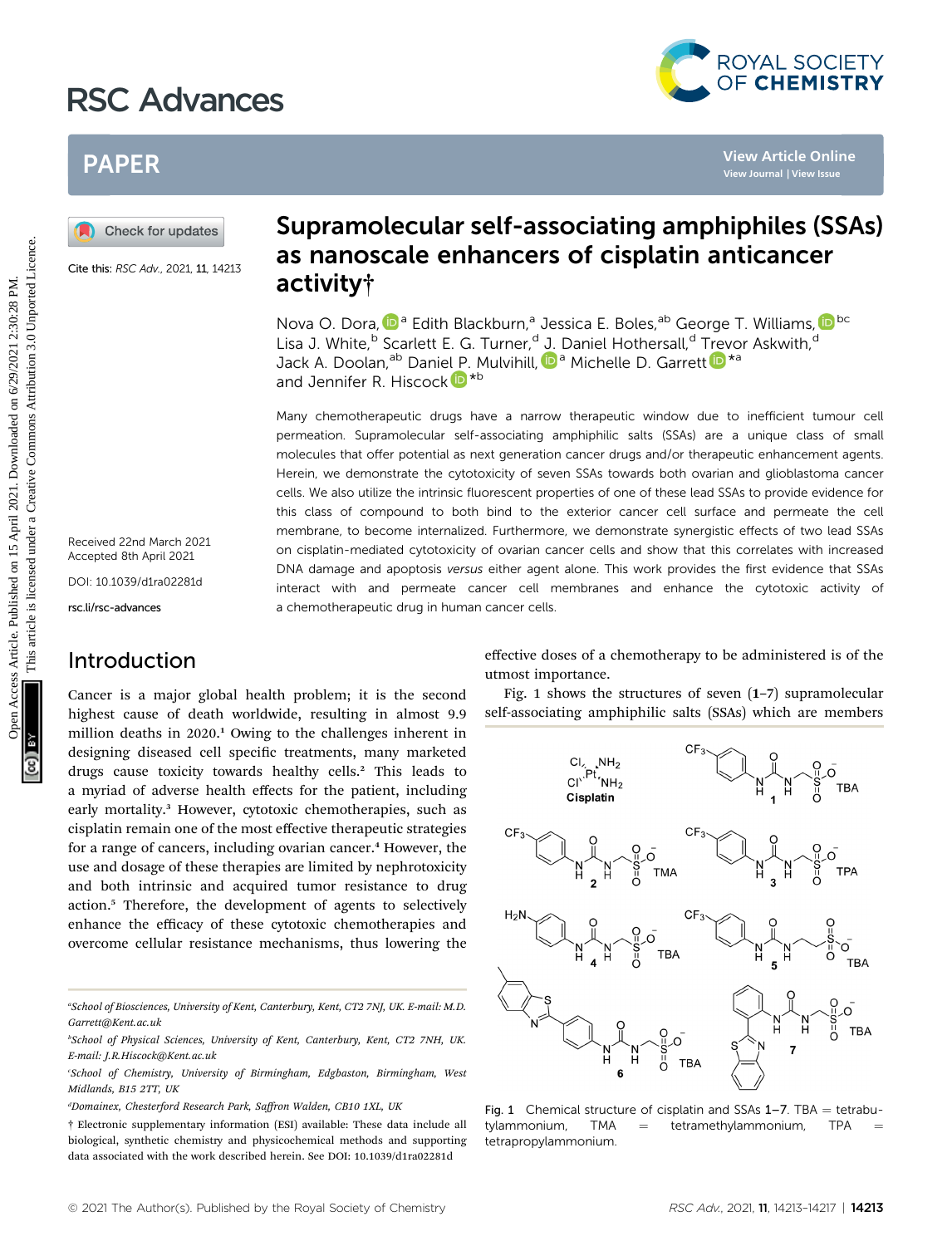# Supramolecular self-associating amphiphiles (SSAs) as nanoscale enhancers of cisplatin anticancer activity†

Cite this: *RSC Adv.*, 2021, 11, 14213

Nova O. Dora,[a] Edith Blackburn,[a] Jessica E. Boles,[ab] George T. Williams,[bc] Lisa J. White,[b] Scarlett E. G. Turner,[d] J. Daniel Hothersall,[d] Trevor Askwith,[d] Jack A. Doolan,[ab] Daniel P. Mulvihill,[a] Michelle D. Garrett[*a] and Jennifer R. Hiscock[*b]

Received 22nd March 2021
Accepted 8th April 2021

DOI: 10.1039/d1ra02281d

rsc.li/rsc-advances

Many chemotherapeutic drugs have a narrow therapeutic window due to inefficient tumour cell permeation. Supramolecular self-associating amphiphilic salts (SSAs) are a unique class of small molecules that offer potential as next generation cancer drugs and/or therapeutic enhancement agents. Herein, we demonstrate the cytotoxicity of seven SSAs towards both ovarian and glioblastoma cancer cells. We also utilize the intrinsic fluorescent properties of one of these lead SSAs to provide evidence for this class of compound to both bind to the exterior cancer cell surface and permeate the cell membrane, to become internalized. Furthermore, we demonstrate synergistic effects of two lead SSAs on cisplatin-mediated cytotoxicity of ovarian cancer cells and show that this correlates with increased DNA damage and apoptosis *versus* either agent alone. This work provides the first evidence that SSAs interact with and permeate cancer cell membranes and enhance the cytotoxic activity of a chemotherapeutic drug in human cancer cells.

## Introduction

Cancer is a major global health problem; it is the second highest cause of death worldwide, resulting in almost 9.9 million deaths in 2020.[1] Owing to the challenges inherent in designing diseased cell specific treatments, many marketed drugs cause toxicity towards healthy cells.[2] This leads to a myriad of adverse health effects for the patient, including early mortality.[3] However, cytotoxic chemotherapies, such as cisplatin remain one of the most effective therapeutic strategies for a range of cancers, including ovarian cancer.[4] However, the use and dosage of these therapies are limited by nephrotoxicity and both intrinsic and acquired tumor resistance to drug action.[5] Therefore, the development of agents to selectively enhance the efficacy of these cytotoxic chemotherapies and overcome cellular resistance mechanisms, thus lowering the effective doses of a chemotherapy to be administered is of the utmost importance.

Fig. 1 shows the structures of seven (**1**–**7**) supramolecular self-associating amphiphilic salts (SSAs) which are members

Fig. 1 Chemical structure of cisplatin and SSAs **1**–**7**. TBA = tetrabutylammonium, TMA = tetramethylammonium, TPA = tetrapropylammonium.

[a] School of Biosciences, University of Kent, Canterbury, CT2 7NJ, UK. E-mail: M.D.Garrett@Kent.ac.uk

[b] School of Physical Sciences, University of Kent, Canterbury, Kent, CT2 7NH, UK. E-mail: J.R.Hiscock@Kent.ac.uk

[c] School of Chemistry, University of Birmingham, Edgbaston, Birmingham, West Midlands, B15 2TT, UK

[d] Domainex, Chesterford Research Park, Saffron Walden, CB10 1XL, UK

† Electronic supplementary information (ESI) available: These data include all biological, synthetic chemistry and physicochemical methods and supporting data associated with the work described herein. See DOI: 10.1039/d1ra02281d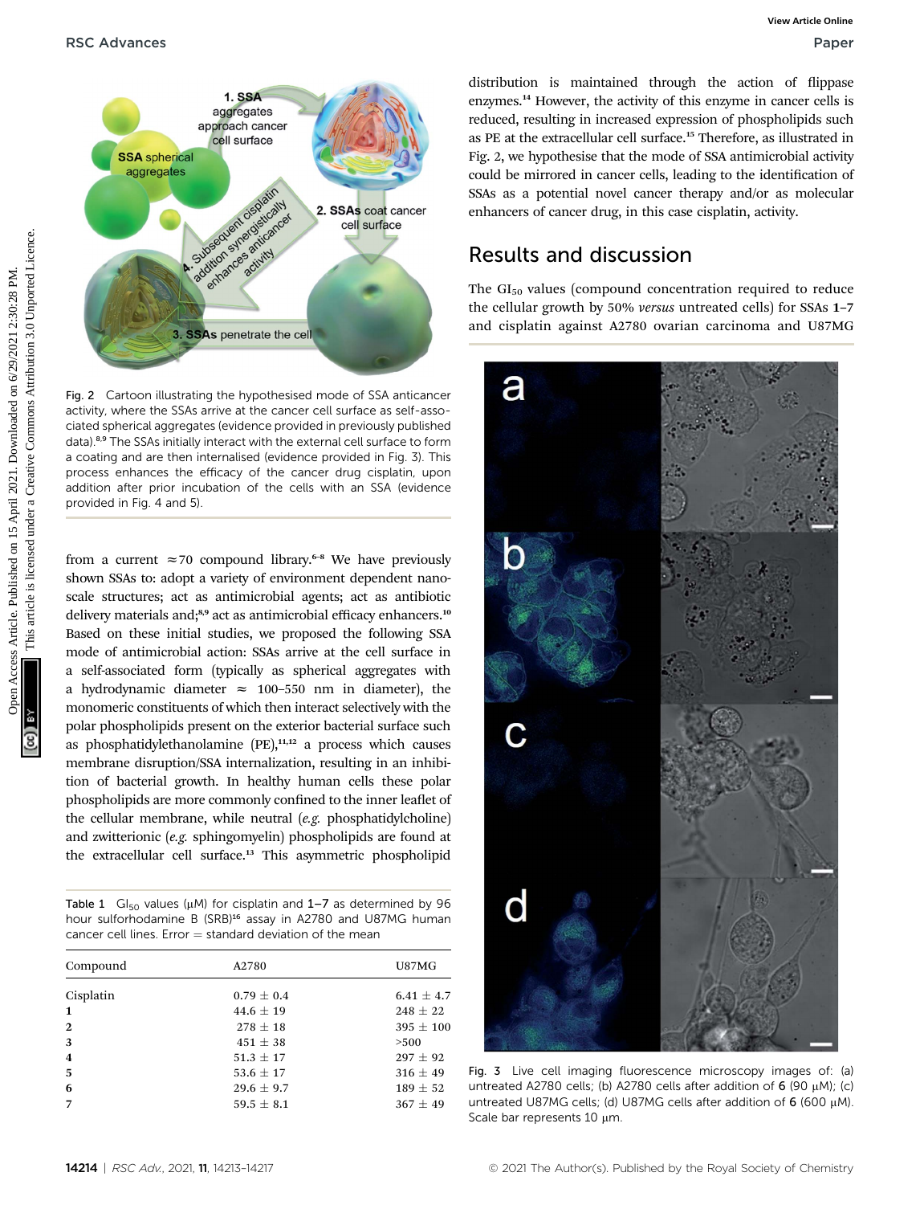Fig. 2 Cartoon illustrating the hypothesised mode of SSA anticancer activity, where the SSAs arrive at the cancer cell surface as self-associated spherical aggregates (evidence provided in previously published data).[8,9] The SSAs initially interact with the external cell surface to form a coating and are then internalised (evidence provided in Fig. 3). This process enhances the efficacy of the cancer drug cisplatin, upon addition after prior incubation of the cells with an SSA (evidence provided in Fig. 4 and 5).

from a current ≈70 compound library.[6–8] We have previously shown SSAs to: adopt a variety of environment dependent nanoscale structures; act as antimicrobial agents; act as antibiotic delivery materials and;[8,9] act as antimicrobial efficacy enhancers.[10] Based on these initial studies, we proposed the following SSA mode of antimicrobial action: SSAs arrive at the cell surface in a self-associated form (typically as spherical aggregates with a hydrodynamic diameter ≈ 100–550 nm in diameter), the monomeric constituents of which then interact selectively with the polar phospholipids present on the exterior bacterial surface such as phosphatidylethanolamine (PE),[11,12] a process which causes membrane disruption/SSA internalization, resulting in an inhibition of bacterial growth. In healthy human cells these polar phospholipids are more commonly confined to the inner leaflet of the cellular membrane, while neutral (*e.g.* phosphatidylcholine) and zwitterionic (*e.g.* sphingomyelin) phospholipids are found at the extracellular cell surface.[13] This asymmetric phospholipid distribution is maintained through the action of flippase enzymes.[14] However, the activity of this enzyme in cancer cells is reduced, resulting in increased expression of phospholipids such as PE at the extracellular cell surface.[15] Therefore, as illustrated in Fig. 2, we hypothesise that the mode of SSA antimicrobial activity could be mirrored in cancer cells, leading to the identification of SSAs as a potential novel cancer therapy and/or as molecular enhancers of cancer drug, in this case cisplatin, activity.

Table 1 $GI_{50}$ values (μM) for cisplatin and **1–7** as determined by 96 hour sulforhodamine B (SRB)[16] assay in A2780 and U87MG human cancer cell lines. Error = standard deviation of the mean

| Compound | A2780 | U87MG |
|---|---|---|
| Cisplatin | 0.79 ± 0.4 | 6.41 ± 4.7 |
| **1** | 44.6 ± 19 | 248 ± 22 |
| **2** | 278 ± 18 | 395 ± 100 |
| **3** | 451 ± 38 | >500 |
| **4** | 51.3 ± 17 | 297 ± 92 |
| **5** | 53.6 ± 17 | 316 ± 49 |
| **6** | 29.6 ± 9.7 | 189 ± 52 |
| **7** | 59.5 ± 8.1 | 367 ± 49 |

## Results and discussion

The $GI_{50}$ values (compound concentration required to reduce the cellular growth by 50% *versus* untreated cells) for SSAs **1–7** and cisplatin against A2780 ovarian carcinoma and U87MG

Fig. 3 Live cell imaging fluorescence microscopy images of: (a) untreated A2780 cells; (b) A2780 cells after addition of **6** (90 μM); (c) untreated U87MG cells; (d) U87MG cells after addition of **6** (600 μM). Scale bar represents 10 μm.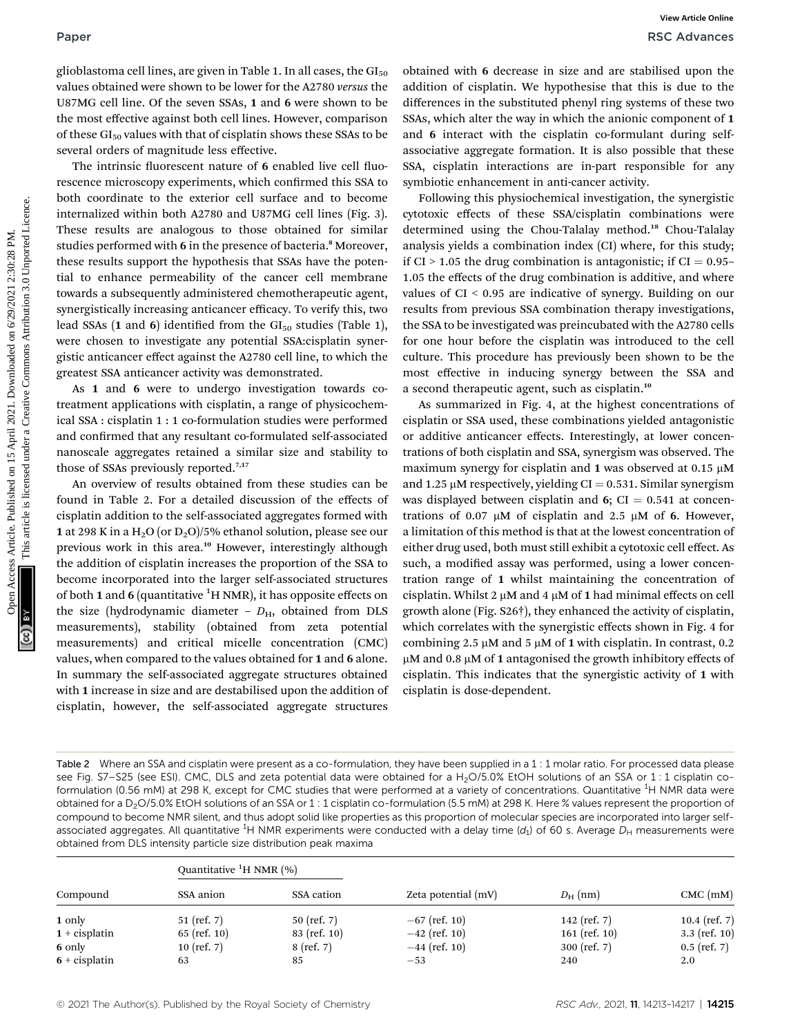glioblastoma cell lines, are given in Table 1. In all cases, the $GI_{50}$ values obtained were shown to be lower for the A2780 *versus* the U87MG cell line. Of the seven SSAs, **1** and **6** were shown to be the most effective against both cell lines. However, comparison of these $GI_{50}$ values with that of cisplatin shows these SSAs to be several orders of magnitude less effective.

The intrinsic fluorescent nature of **6** enabled live cell fluorescence microscopy experiments, which confirmed this SSA to both coordinate to the exterior cell surface and to become internalized within both A2780 and U87MG cell lines (Fig. 3). These results are analogous to those obtained for similar studies performed with **6** in the presence of bacteria.[8] Moreover, these results support the hypothesis that SSAs have the potential to enhance permeability of the cancer cell membrane towards a subsequently administered chemotherapeutic agent, synergistically increasing anticancer efficacy. To verify this, two lead SSAs (**1** and **6**) identified from the $GI_{50}$ studies (Table 1), were chosen to investigate any potential SSA:cisplatin synergistic anticancer effect against the A2780 cell line, to which the greatest SSA anticancer activity was demonstrated.

As **1** and **6** were to undergo investigation towards co-treatment applications with cisplatin, a range of physicochemical SSA : cisplatin 1 : 1 co-formulation studies were performed and confirmed that any resultant co-formulated self-associated nanoscale aggregates retained a similar size and stability to those of SSAs previously reported.[7,17]

An overview of results obtained from these studies can be found in Table 2. For a detailed discussion of the effects of cisplatin addition to the self-associated aggregates formed with **1** at 298 K in a $H_2O$ (or $D_2O$)/5% ethanol solution, please see our previous work in this area.[10] However, interestingly although the addition of cisplatin increases the proportion of the SSA to become incorporated into the larger self-associated structures of both **1** and **6** (quantitative $^1H$ NMR), it has opposite effects on the size (hydrodynamic diameter – $D_H$, obtained from DLS measurements), stability (obtained from zeta potential measurements) and critical micelle concentration (CMC) values, when compared to the values obtained for **1** and **6** alone. In summary the self-associated aggregate structures obtained with **1** increase in size and are destabilised upon the addition of cisplatin, however, the self-associated aggregate structures obtained with **6** decrease in size and are stabilised upon the addition of cisplatin. We hypothesise that this is due to the differences in the substituted phenyl ring systems of these two SSAs, which alter the way in which the anionic component of **1** and **6** interact with the cisplatin co-formulant during self-associative aggregate formation. It is also possible that these SSA, cisplatin interactions are in-part responsible for any symbiotic enhancement in anti-cancer activity.

Following this physiochemical investigation, the synergistic cytotoxic effects of these SSA/cisplatin combinations were determined using the Chou-Talalay method.[18] Chou-Talalay analysis yields a combination index (CI) where, for this study; if CI > 1.05 the drug combination is antagonistic; if CI = 0.95–1.05 the effects of the drug combination is additive, and where values of CI < 0.95 are indicative of synergy. Building on our results from previous SSA combination therapy investigations, the SSA to be investigated was preincubated with the A2780 cells for one hour before the cisplatin was introduced to the cell culture. This procedure has previously been shown to be the most effective in inducing synergy between the SSA and a second therapeutic agent, such as cisplatin.[10]

As summarized in Fig. 4, at the highest concentrations of cisplatin or SSA used, these combinations yielded antagonistic or additive anticancer effects. Interestingly, at lower concentrations of both cisplatin and SSA, synergism was observed. The maximum synergy for cisplatin and **1** was observed at 0.15 μM and 1.25 μM respectively, yielding CI = 0.531. Similar synergism was displayed between cisplatin and **6**; CI = 0.541 at concentrations of 0.07 μM of cisplatin and 2.5 μM of **6**. However, a limitation of this method is that at the lowest concentration of either drug used, both must still exhibit a cytotoxic cell effect. As such, a modified assay was performed, using a lower concentration range of **1** whilst maintaining the concentration of cisplatin. Whilst 2 μM and 4 μM of **1** had minimal effects on cell growth alone (Fig. S26†), they enhanced the activity of cisplatin, which correlates with the synergistic effects shown in Fig. 4 for combining 2.5 μM and 5 μM of **1** with cisplatin. In contrast, 0.2 μM and 0.8 μM of **1** antagonised the growth inhibitory effects of cisplatin. This indicates that the synergistic activity of **1** with cisplatin is dose-dependent.

Table 2 Where an SSA and cisplatin were present as a co-formulation, they have been supplied in a 1 : 1 molar ratio. For processed data please see Fig. S7–S25 (see ESI). CMC, DLS and zeta potential data were obtained for a $H_2O$/5.0% EtOH solutions of an SSA or 1 : 1 cisplatin co-formulation (0.56 mM) at 298 K, except for CMC studies that were performed at a variety of concentrations. Quantitative $^1H$ NMR data were obtained for a $D_2O$/5.0% EtOH solutions of an SSA or 1 : 1 cisplatin co-formulation (5.5 mM) at 298 K. Here % values represent the proportion of compound to become NMR silent, and thus adopt solid like properties as this proportion of molecular species are incorporated into larger self-associated aggregates. All quantitative $^1H$ NMR experiments were conducted with a delay time ($d_1$) of 60 s. Average $D_H$ measurements were obtained from DLS intensity particle size distribution peak maxima

| Compound | Quantitative $^1H$ NMR (%) | | Zeta potential (mV) | $D_H$ (nm) | CMC (mM) |
|---|---|---|---|---|---|
| | SSA anion | SSA cation | | | |
| **1** only | 51 (ref. 7) | 50 (ref. 7) | −67 (ref. 10) | 142 (ref. 7) | 10.4 (ref. 7) |
| **1** + cisplatin | 65 (ref. 10) | 83 (ref. 10) | −42 (ref. 10) | 161 (ref. 10) | 3.3 (ref. 10) |
| **6** only | 10 (ref. 7) | 8 (ref. 7) | −44 (ref. 10) | 300 (ref. 7) | 0.5 (ref. 7) |
| **6** + cisplatin | 63 | 85 | −53 | 240 | 2.0 |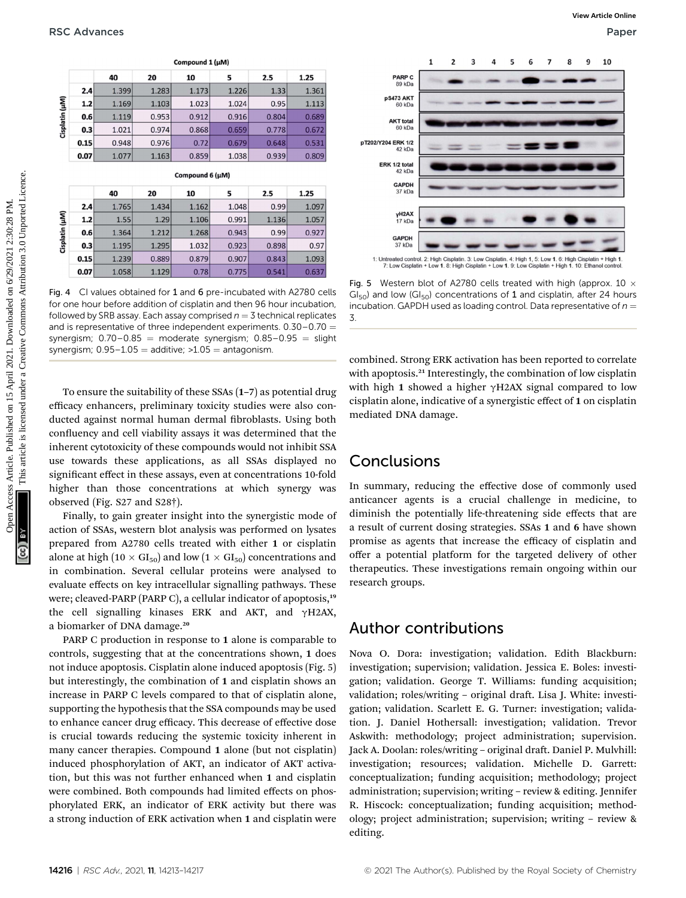| Cisplatin (μM) | Compound 1 (μM) 40 | 20 | 10 | 5 | 2.5 | 1.25 |
|---|---|---|---|---|---|---|
| 2.4 | 1.399 | 1.283 | 1.173 | 1.226 | 1.33 | 1.361 |
| 1.2 | 1.169 | 1.103 | 1.023 | 1.024 | 0.95 | 1.113 |
| 0.6 | 1.119 | 0.953 | 0.912 | 0.916 | 0.804 | 0.689 |
| 0.3 | 1.021 | 0.974 | 0.868 | 0.659 | 0.778 | 0.672 |
| 0.15 | 0.948 | 0.976 | 0.72 | 0.679 | 0.648 | 0.531 |
| 0.07 | 1.077 | 1.163 | 0.859 | 1.038 | 0.939 | 0.809 |

| Cisplatin (μM) | Compound 6 (μM) 40 | 20 | 10 | 5 | 2.5 | 1.25 |
|---|---|---|---|---|---|---|
| 2.4 | 1.765 | 1.434 | 1.162 | 1.048 | 0.99 | 1.097 |
| 1.2 | 1.55 | 1.29 | 1.106 | 0.991 | 1.136 | 1.057 |
| 0.6 | 1.364 | 1.212 | 1.268 | 0.943 | 0.99 | 0.927 |
| 0.3 | 1.195 | 1.295 | 1.032 | 0.923 | 0.898 | 0.97 |
| 0.15 | 1.239 | 0.889 | 0.879 | 0.907 | 0.843 | 1.093 |
| 0.07 | 1.058 | 1.129 | 0.78 | 0.775 | 0.541 | 0.637 |

Fig. 4 CI values obtained for **1** and **6** pre-incubated with A2780 cells for one hour before addition of cisplatin and then 96 hour incubation, followed by SRB assay. Each assay comprised $n = 3$ technical replicates and is representative of three independent experiments. 0.30–0.70 = synergism; 0.70–0.85 = moderate synergism; 0.85–0.95 = slight synergism; 0.95–1.05 = additive; >1.05 = antagonism.

To ensure the suitability of these SSAs (**1**–**7**) as potential drug efficacy enhancers, preliminary toxicity studies were also conducted against normal human dermal fibroblasts. Using both confluency and cell viability assays it was determined that the inherent cytotoxicity of these compounds would not inhibit SSA use towards these applications, as all SSAs displayed no significant effect in these assays, even at concentrations 10-fold higher than those concentrations at which synergy was observed (Fig. S27 and S28†).

Finally, to gain greater insight into the synergistic mode of action of SSAs, western blot analysis was performed on lysates prepared from A2780 cells treated with either **1** or cisplatin alone at high ($10 \times GI_{50}$) and low ($1 \times GI_{50}$) concentrations and in combination. Several cellular proteins were analysed to evaluate effects on key intracellular signalling pathways. These were; cleaved-PARP (PARP C), a cellular indicator of apoptosis,[19] the cell signalling kinases ERK and AKT, and γH2AX, a biomarker of DNA damage.[20]

PARP C production in response to **1** alone is comparable to controls, suggesting that at the concentrations shown, **1** does not induce apoptosis. Cisplatin alone induced apoptosis (Fig. 5) but interestingly, the combination of **1** and cisplatin shows an increase in PARP C levels compared to that of cisplatin alone, supporting the hypothesis that the SSA compounds may be used to enhance cancer drug efficacy. This decrease of effective dose is crucial towards reducing the systemic toxicity inherent in many cancer therapies. Compound **1** alone (but not cisplatin) induced phosphorylation of AKT, an indicator of AKT activation, but this was not further enhanced when **1** and cisplatin were combined. Both compounds had limited effects on phosphorylated ERK, an indicator of ERK activity but there was a strong induction of ERK activation when **1** and cisplatin were combined. Strong ERK activation has been reported to correlate with apoptosis.[21] Interestingly, the combination of low cisplatin with high **1** showed a higher γH2AX signal compared to low cisplatin alone, indicative of a synergistic effect of **1** on cisplatin mediated DNA damage.

1: Untreated control. 2: High Cisplatin. 3: Low Cisplatin. 4: High **1**. 5: Low **1**. 6: High Cisplatin + High **1**. 7: Low Cisplatin + Low **1**. 8: High Cisplatin + Low **1**. 9: Low Cisplatin + High **1**. 10: Ethanol control.

Fig. 5 Western blot of A2780 cells treated with high (approx. $10 \times GI_{50}$) and low ($GI_{50}$) concentrations of **1** and cisplatin, after 24 hours incubation. GAPDH used as loading control. Data representative of $n = 3$.

## Conclusions

In summary, reducing the effective dose of commonly used anticancer agents is a crucial challenge in medicine, to diminish the potentially life-threatening side effects that are a result of current dosing strategies. SSAs **1** and **6** have shown promise as agents that increase the efficacy of cisplatin and offer a potential platform for the targeted delivery of other therapeutics. These investigations remain ongoing within our research groups.

## Author contributions

Nova O. Dora: investigation; validation. Edith Blackburn: investigation; supervision; validation. Jessica E. Boles: investigation; validation. George T. Williams: funding acquisition; validation; roles/writing – original draft. Lisa J. White: investigation; validation. Scarlett E. G. Turner: investigation; validation. J. Daniel Hothersall: investigation; validation. Trevor Askwith: methodology; project administration; supervision. Jack A. Doolan: roles/writing – original draft. Daniel P. Mulvhill: investigation; resources; validation. Michelle D. Garrett: conceptualization; funding acquisition; methodology; project administration; supervision; writing – review & editing. Jennifer R. Hiscock: conceptualization; funding acquisition; methodology; project administration; supervision; writing – review & editing.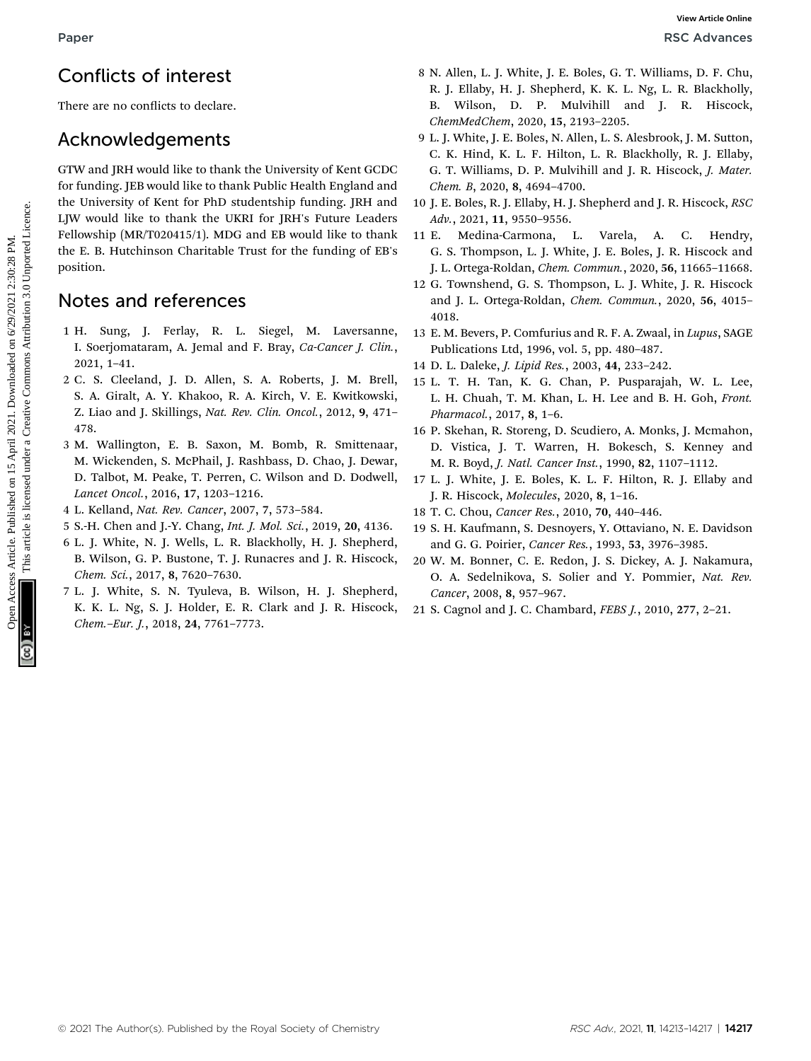## Conflicts of interest

There are no conflicts to declare.

## Acknowledgements

GTW and JRH would like to thank the University of Kent GCDC for funding. JEB would like to thank Public Health England and the University of Kent for PhD studentship funding. JRH and LJW would like to thank the UKRI for JRH's Future Leaders Fellowship (MR/T020415/1). MDG and EB would like to thank the E. B. Hutchinson Charitable Trust for the funding of EB's position.

## Notes and references

1 H. Sung, J. Ferlay, R. L. Siegel, M. Laversanne, I. Soerjomataram, A. Jemal and F. Bray, *Ca-Cancer J. Clin.*, 2021, 1–41.

2 C. S. Cleeland, J. D. Allen, S. A. Roberts, J. M. Brell, S. A. Giralt, A. Y. Khakoo, R. A. Kirch, V. E. Kwitkowski, Z. Liao and J. Skillings, *Nat. Rev. Clin. Oncol.*, 2012, **9**, 471–478.

3 M. Wallington, E. B. Saxon, M. Bomb, R. Smittenaar, M. Wickenden, S. McPhail, J. Rashbass, D. Chao, J. Dewar, D. Talbot, M. Peake, T. Perren, C. Wilson and D. Dodwell, *Lancet Oncol.*, 2016, **17**, 1203–1216.

4 L. Kelland, *Nat. Rev. Cancer*, 2007, **7**, 573–584.

5 S.-H. Chen and J.-Y. Chang, *Int. J. Mol. Sci.*, 2019, **20**, 4136.

6 L. J. White, N. J. Wells, L. R. Blackholly, H. J. Shepherd, B. Wilson, G. P. Bustone, T. J. Runacres and J. R. Hiscock, *Chem. Sci.*, 2017, **8**, 7620–7630.

7 L. J. White, S. N. Tyuleva, B. Wilson, H. J. Shepherd, K. K. L. Ng, S. J. Holder, E. R. Clark and J. R. Hiscock, *Chem.–Eur. J.*, 2018, **24**, 7761–7773.

8 N. Allen, L. J. White, J. E. Boles, G. T. Williams, D. F. Chu, R. J. Ellaby, H. J. Shepherd, K. K. L. Ng, L. R. Blackholly, B. Wilson, D. P. Mulvihill and J. R. Hiscock, *ChemMedChem*, 2020, **15**, 2193–2205.

9 L. J. White, J. E. Boles, N. Allen, L. S. Alesbrook, J. M. Sutton, C. K. Hind, K. L. F. Hilton, L. R. Blackholly, R. J. Ellaby, G. T. Williams, D. P. Mulvihill and J. R. Hiscock, *J. Mater. Chem. B*, 2020, **8**, 4694–4700.

10 J. E. Boles, R. J. Ellaby, H. J. Shepherd and J. R. Hiscock, *RSC Adv.*, 2021, **11**, 9550–9556.

11 E. Medina-Carmona, L. Varela, A. C. Hendry, G. S. Thompson, L. J. White, J. E. Boles, J. R. Hiscock and J. L. Ortega-Roldan, *Chem. Commun.*, 2020, **56**, 11665–11668.

12 G. Townshend, G. S. Thompson, L. J. White, J. R. Hiscock and J. L. Ortega-Roldan, *Chem. Commun.*, 2020, **56**, 4015–4018.

13 E. M. Bevers, P. Comfurius and R. F. A. Zwaal, in *Lupus*, SAGE Publications Ltd, 1996, vol. 5, pp. 480–487.

14 D. L. Daleke, *J. Lipid Res.*, 2003, **44**, 233–242.

15 L. T. H. Tan, K. G. Chan, P. Pusparajah, W. L. Lee, L. H. Chuah, T. M. Khan, L. H. Lee and B. H. Goh, *Front. Pharmacol.*, 2017, **8**, 1–6.

16 P. Skehan, R. Storeng, D. Scudiero, A. Monks, J. Mcmahon, D. Vistica, J. T. Warren, H. Bokesch, S. Kenney and M. R. Boyd, *J. Natl. Cancer Inst.*, 1990, **82**, 1107–1112.

17 L. J. White, J. E. Boles, K. L. F. Hilton, R. J. Ellaby and J. R. Hiscock, *Molecules*, 2020, **8**, 1–16.

18 T. C. Chou, *Cancer Res.*, 2010, **70**, 440–446.

19 S. H. Kaufmann, S. Desnoyers, Y. Ottaviano, N. E. Davidson and G. G. Poirier, *Cancer Res.*, 1993, **53**, 3976–3985.

20 W. M. Bonner, C. E. Redon, J. S. Dickey, A. J. Nakamura, O. A. Sedelnikova, S. Solier and Y. Pommier, *Nat. Rev. Cancer*, 2008, **8**, 957–967.

21 S. Cagnol and J. C. Chambard, *FEBS J.*, 2010, **277**, 2–21.